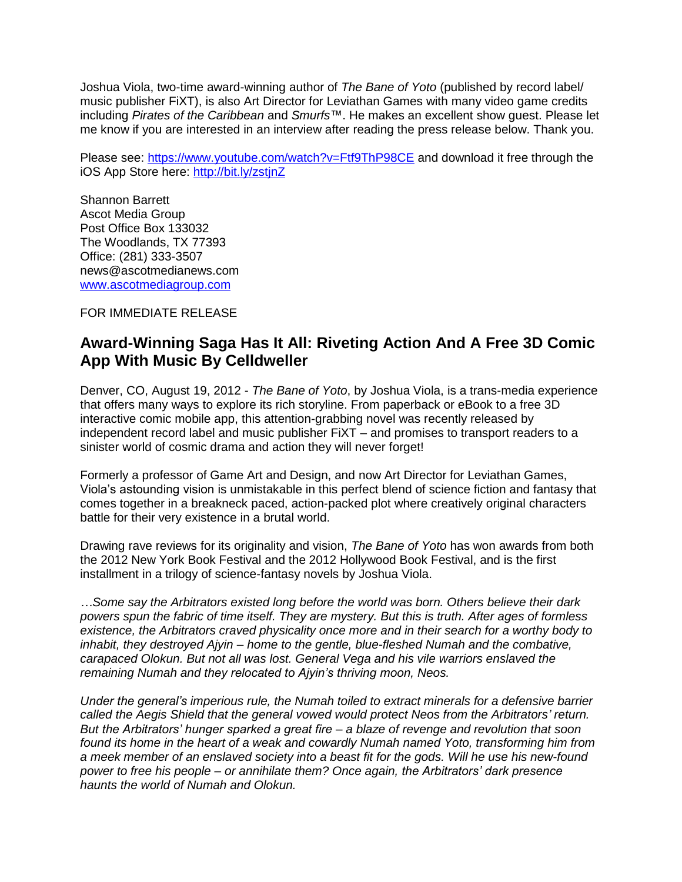Joshua Viola, two-time award-winning author of *The Bane of Yoto* (published by record label/ music publisher FiXT), is also Art Director for Leviathan Games with many video game credits including *Pirates of the Caribbean* and *Smurfs*™. He makes an excellent show guest. Please let me know if you are interested in an interview after reading the press release below. Thank you.

Please see: https://www.youtube.com/watch?v=Ftf9ThP98CE and download it free through the iOS App Store here: http://bit.ly/zstjnZ

Shannon Barrett
Ascot Media Group
Post Office Box 133032
The Woodlands, TX 77393
Office: (281) 333-3507
news@ascotmedianews.com
www.ascotmediagroup.com

FOR IMMEDIATE RELEASE

## Award-Winning Saga Has It All: Riveting Action And A Free 3D Comic App With Music By Celldweller

Denver, CO, August 19, 2012 - *The Bane of Yoto*, by Joshua Viola, is a trans-media experience that offers many ways to explore its rich storyline. From paperback or eBook to a free 3D interactive comic mobile app, this attention-grabbing novel was recently released by independent record label and music publisher FiXT – and promises to transport readers to a sinister world of cosmic drama and action they will never forget!

Formerly a professor of Game Art and Design, and now Art Director for Leviathan Games, Viola's astounding vision is unmistakable in this perfect blend of science fiction and fantasy that comes together in a breakneck paced, action-packed plot where creatively original characters battle for their very existence in a brutal world.

Drawing rave reviews for its originality and vision, *The Bane of Yoto* has won awards from both the 2012 New York Book Festival and the 2012 Hollywood Book Festival, and is the first installment in a trilogy of science-fantasy novels by Joshua Viola.

*…Some say the Arbitrators existed long before the world was born. Others believe their dark powers spun the fabric of time itself. They are mystery. But this is truth. After ages of formless existence, the Arbitrators craved physicality once more and in their search for a worthy body to inhabit, they destroyed Ajyin – home to the gentle, blue-fleshed Numah and the combative, carapaced Olokun. But not all was lost. General Vega and his vile warriors enslaved the remaining Numah and they relocated to Ajyin's thriving moon, Neos.*

*Under the general's imperious rule, the Numah toiled to extract minerals for a defensive barrier called the Aegis Shield that the general vowed would protect Neos from the Arbitrators' return. But the Arbitrators' hunger sparked a great fire – a blaze of revenge and revolution that soon found its home in the heart of a weak and cowardly Numah named Yoto, transforming him from a meek member of an enslaved society into a beast fit for the gods. Will he use his new-found power to free his people – or annihilate them? Once again, the Arbitrators' dark presence haunts the world of Numah and Olokun.*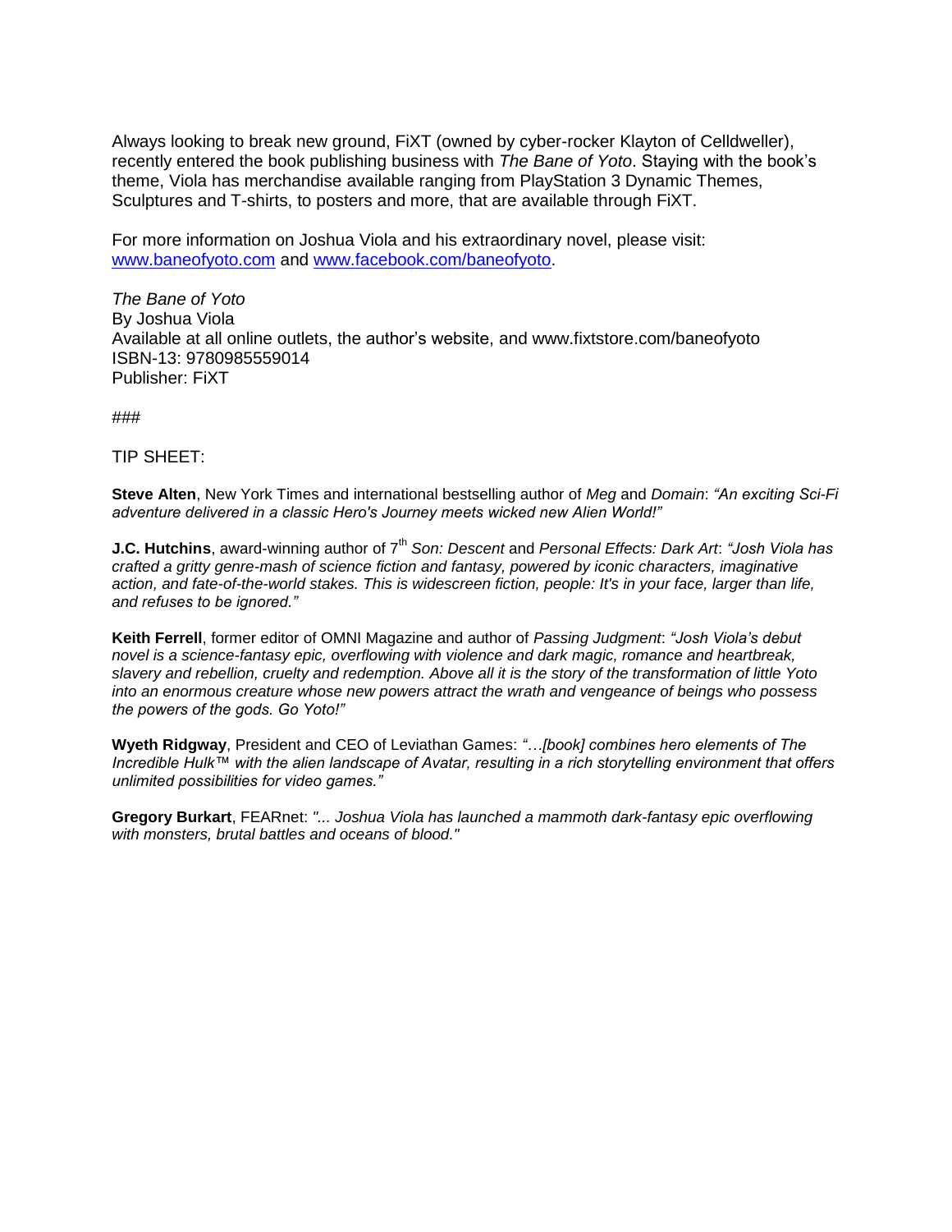Always looking to break new ground, FiXT (owned by cyber-rocker Klayton of Celldweller), recently entered the book publishing business with *The Bane of Yoto*. Staying with the book's theme, Viola has merchandise available ranging from PlayStation 3 Dynamic Themes, Sculptures and T-shirts, to posters and more, that are available through FiXT.

For more information on Joshua Viola and his extraordinary novel, please visit: [www.baneofyoto.com](http://www.baneofyoto.com) and [www.facebook.com/baneofyoto](http://www.facebook.com/baneofyoto).

*The Bane of Yoto*
By Joshua Viola
Available at all online outlets, the author's website, and www.fixtstore.com/baneofyoto
ISBN-13: 9780985559014
Publisher: FiXT

###

TIP SHEET:

**Steve Alten**, New York Times and international bestselling author of *Meg* and *Domain*: *"An exciting Sci-Fi adventure delivered in a classic Hero's Journey meets wicked new Alien World!"*

**J.C. Hutchins**, award-winning author of 7th *Son: Descent* and *Personal Effects: Dark Art*: *"Josh Viola has crafted a gritty genre-mash of science fiction and fantasy, powered by iconic characters, imaginative action, and fate-of-the-world stakes. This is widescreen fiction, people: It's in your face, larger than life, and refuses to be ignored."*

**Keith Ferrell**, former editor of OMNI Magazine and author of *Passing Judgment*: *"Josh Viola's debut novel is a science-fantasy epic, overflowing with violence and dark magic, romance and heartbreak, slavery and rebellion, cruelty and redemption. Above all it is the story of the transformation of little Yoto into an enormous creature whose new powers attract the wrath and vengeance of beings who possess the powers of the gods. Go Yoto!"*

**Wyeth Ridgway**, President and CEO of Leviathan Games: *"…[book] combines hero elements of The Incredible Hulk™ with the alien landscape of Avatar, resulting in a rich storytelling environment that offers unlimited possibilities for video games."*

**Gregory Burkart**, FEARnet: *"... Joshua Viola has launched a mammoth dark-fantasy epic overflowing with monsters, brutal battles and oceans of blood."*